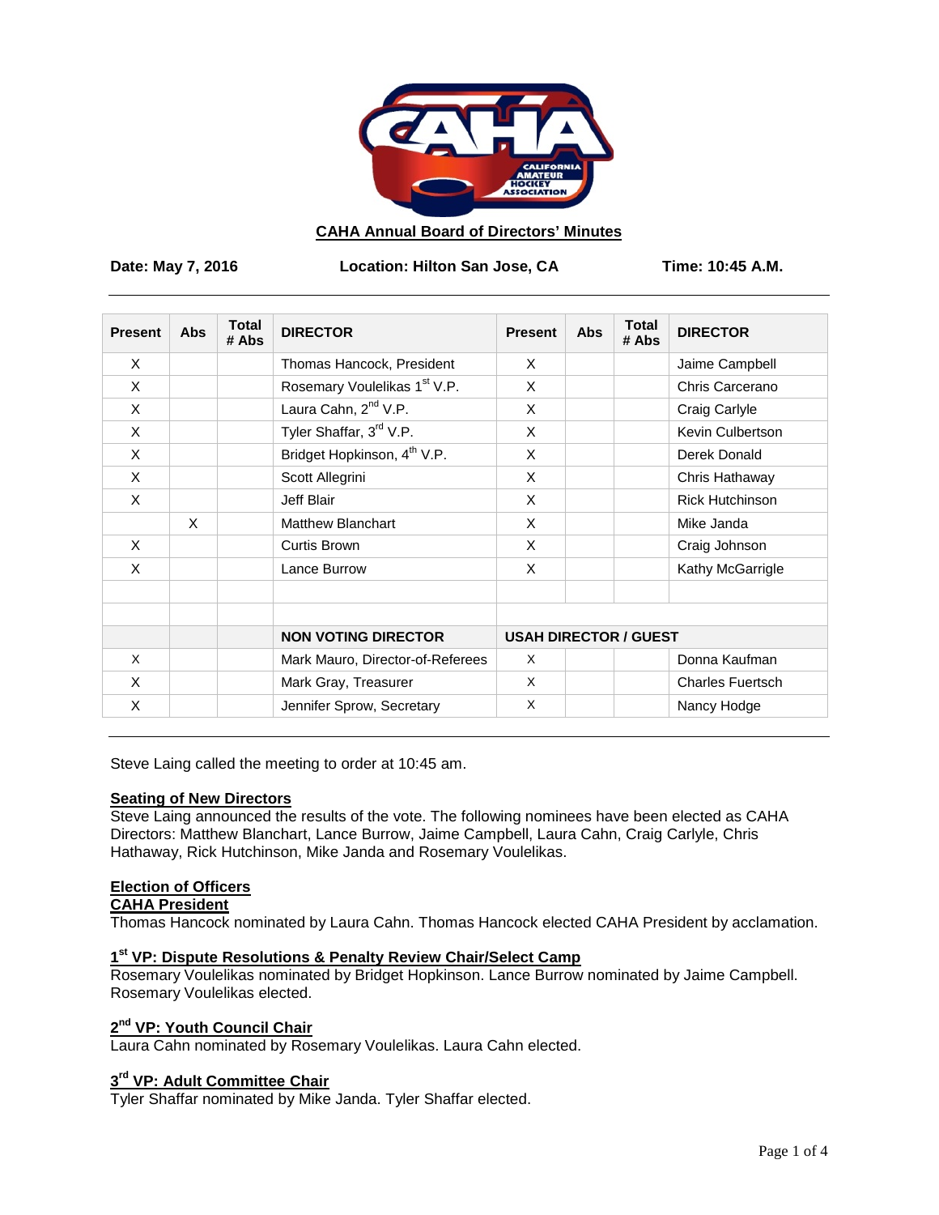**CAHA Annual Board of Directors' Minutes**

**Date: May 7, 2016** **Location: Hilton San Jose, CA** **Time: 10:45 A.M.**

| Present | Abs | Total # Abs | DIRECTOR | Present | Abs | Total # Abs | DIRECTOR |
|---|---|---|---|---|---|---|---|
| X | | | Thomas Hancock, President | X | | | Jaime Campbell |
| X | | | Rosemary Voulelikas 1st V.P. | X | | | Chris Carcerano |
| X | | | Laura Cahn, 2nd V.P. | X | | | Craig Carlyle |
| X | | | Tyler Shaffar, 3rd V.P. | X | | | Kevin Culbertson |
| X | | | Bridget Hopkinson, 4th V.P. | X | | | Derek Donald |
| X | | | Scott Allegrini | X | | | Chris Hathaway |
| X | | | Jeff Blair | X | | | Rick Hutchinson |
| | X | | Matthew Blanchart | X | | | Mike Janda |
| X | | | Curtis Brown | X | | | Craig Johnson |
| X | | | Lance Burrow | X | | | Kathy McGarrigle |
| | | | | | | | |
| | | | | | | | |
| | | | **NON VOTING DIRECTOR** | **USAH DIRECTOR / GUEST** | | | |
| X | | | Mark Mauro, Director-of-Referees | X | | | Donna Kaufman |
| X | | | Mark Gray, Treasurer | X | | | Charles Fuertsch |
| X | | | Jennifer Sprow, Secretary | X | | | Nancy Hodge |

Steve Laing called the meeting to order at 10:45 am.

**Seating of New Directors**

Steve Laing announced the results of the vote. The following nominees have been elected as CAHA Directors: Matthew Blanchart, Lance Burrow, Jaime Campbell, Laura Cahn, Craig Carlyle, Chris Hathaway, Rick Hutchinson, Mike Janda and Rosemary Voulelikas.

**Election of Officers**

**CAHA President**

Thomas Hancock nominated by Laura Cahn. Thomas Hancock elected CAHA President by acclamation.

**1st VP: Dispute Resolutions & Penalty Review Chair/Select Camp**

Rosemary Voulelikas nominated by Bridget Hopkinson. Lance Burrow nominated by Jaime Campbell. Rosemary Voulelikas elected.

**2nd VP: Youth Council Chair**

Laura Cahn nominated by Rosemary Voulelikas. Laura Cahn elected.

**3rd VP: Adult Committee Chair**

Tyler Shaffar nominated by Mike Janda. Tyler Shaffar elected.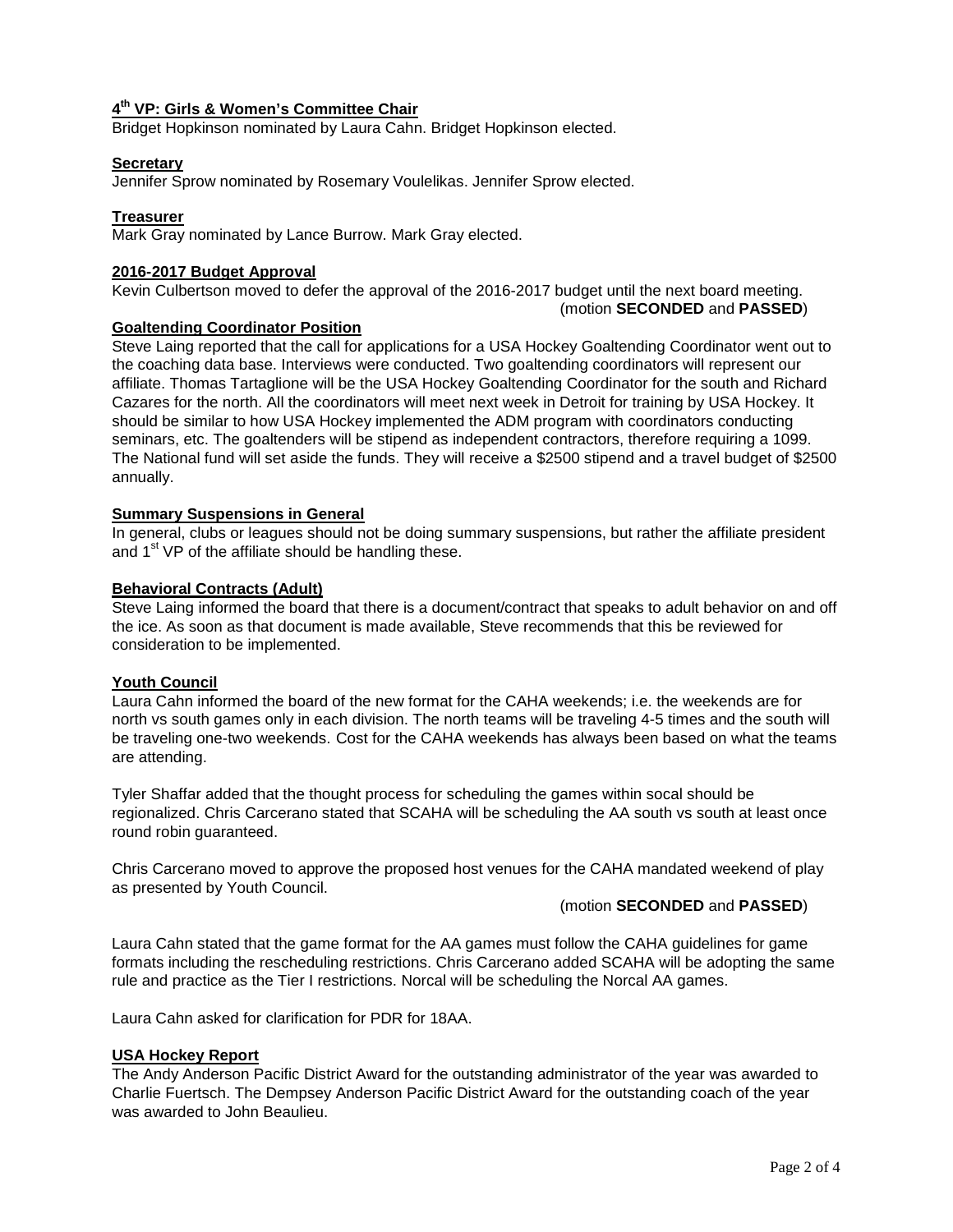## 4th VP: Girls & Women's Committee Chair

Bridget Hopkinson nominated by Laura Cahn. Bridget Hopkinson elected.

## Secretary

Jennifer Sprow nominated by Rosemary Voulelikas. Jennifer Sprow elected.

## Treasurer

Mark Gray nominated by Lance Burrow. Mark Gray elected.

## 2016-2017 Budget Approval

Kevin Culbertson moved to defer the approval of the 2016-2017 budget until the next board meeting.

(motion **SECONDED** and **PASSED**)

## Goaltending Coordinator Position

Steve Laing reported that the call for applications for a USA Hockey Goaltending Coordinator went out to the coaching data base. Interviews were conducted. Two goaltending coordinators will represent our affiliate. Thomas Tartaglione will be the USA Hockey Goaltending Coordinator for the south and Richard Cazares for the north. All the coordinators will meet next week in Detroit for training by USA Hockey. It should be similar to how USA Hockey implemented the ADM program with coordinators conducting seminars, etc. The goaltenders will be stipend as independent contractors, therefore requiring a 1099. The National fund will set aside the funds. They will receive a $2500 stipend and a travel budget of $2500 annually.

## Summary Suspensions in General

In general, clubs or leagues should not be doing summary suspensions, but rather the affiliate president and 1st VP of the affiliate should be handling these.

## Behavioral Contracts (Adult)

Steve Laing informed the board that there is a document/contract that speaks to adult behavior on and off the ice. As soon as that document is made available, Steve recommends that this be reviewed for consideration to be implemented.

## Youth Council

Laura Cahn informed the board of the new format for the CAHA weekends; i.e. the weekends are for north vs south games only in each division. The north teams will be traveling 4-5 times and the south will be traveling one-two weekends. Cost for the CAHA weekends has always been based on what the teams are attending.

Tyler Shaffar added that the thought process for scheduling the games within socal should be regionalized. Chris Carcerano stated that SCAHA will be scheduling the AA south vs south at least once round robin guaranteed.

Chris Carcerano moved to approve the proposed host venues for the CAHA mandated weekend of play as presented by Youth Council.

(motion **SECONDED** and **PASSED**)

Laura Cahn stated that the game format for the AA games must follow the CAHA guidelines for game formats including the rescheduling restrictions. Chris Carcerano added SCAHA will be adopting the same rule and practice as the Tier I restrictions. Norcal will be scheduling the Norcal AA games.

Laura Cahn asked for clarification for PDR for 18AA.

## USA Hockey Report

The Andy Anderson Pacific District Award for the outstanding administrator of the year was awarded to Charlie Fuertsch. The Dempsey Anderson Pacific District Award for the outstanding coach of the year was awarded to John Beaulieu.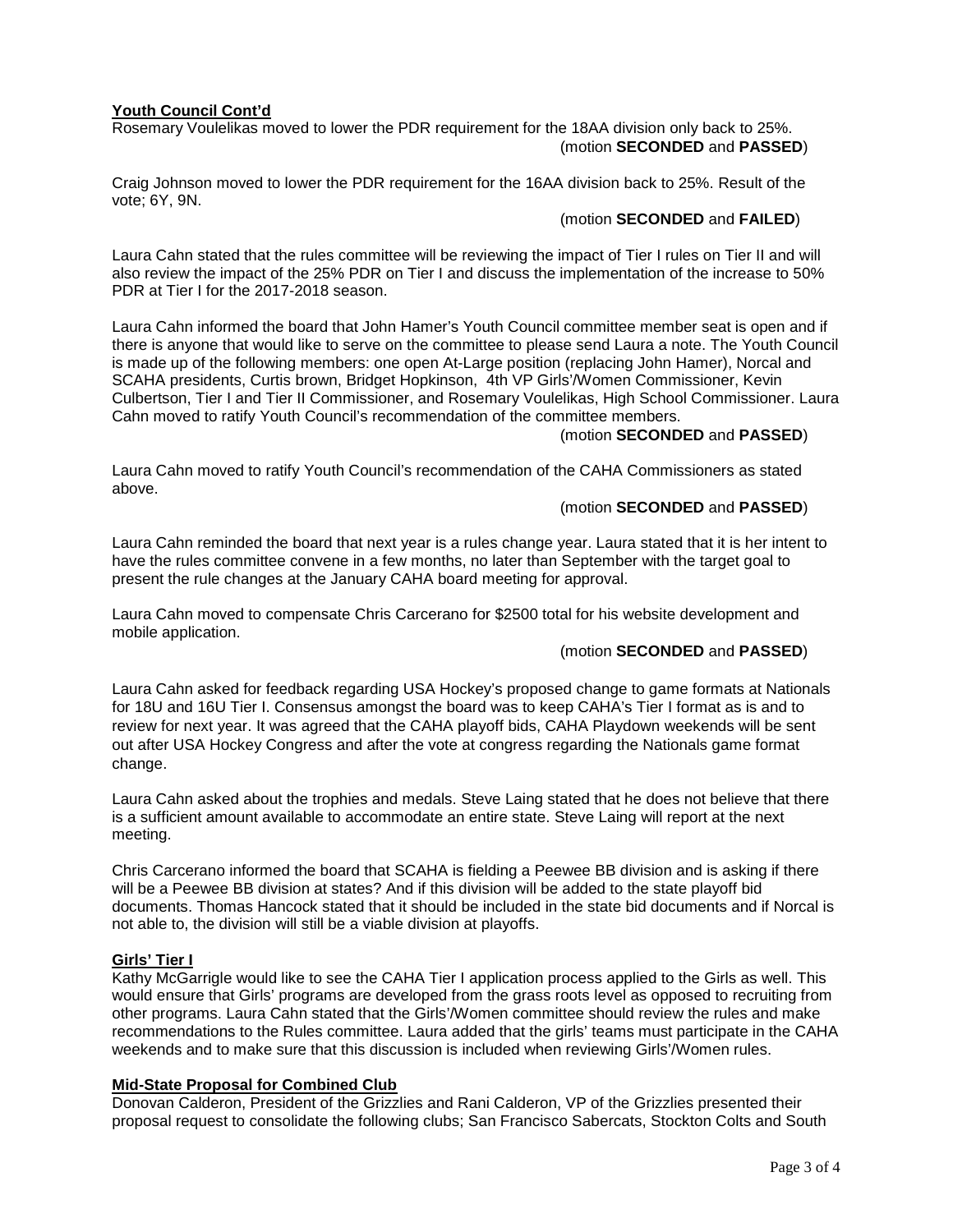**Youth Council Cont'd**

Rosemary Voulelikas moved to lower the PDR requirement for the 18AA division only back to 25%.

(motion **SECONDED** and **PASSED**)

Craig Johnson moved to lower the PDR requirement for the 16AA division back to 25%. Result of the vote; 6Y, 9N.

(motion **SECONDED** and **FAILED**)

Laura Cahn stated that the rules committee will be reviewing the impact of Tier I rules on Tier II and will also review the impact of the 25% PDR on Tier I and discuss the implementation of the increase to 50% PDR at Tier I for the 2017-2018 season.

Laura Cahn informed the board that John Hamer's Youth Council committee member seat is open and if there is anyone that would like to serve on the committee to please send Laura a note. The Youth Council is made up of the following members: one open At-Large position (replacing John Hamer), Norcal and SCAHA presidents, Curtis brown, Bridget Hopkinson, 4th VP Girls'/Women Commissioner, Kevin Culbertson, Tier I and Tier II Commissioner, and Rosemary Voulelikas, High School Commissioner. Laura Cahn moved to ratify Youth Council's recommendation of the committee members.

(motion **SECONDED** and **PASSED**)

Laura Cahn moved to ratify Youth Council's recommendation of the CAHA Commissioners as stated above.

(motion **SECONDED** and **PASSED**)

Laura Cahn reminded the board that next year is a rules change year. Laura stated that it is her intent to have the rules committee convene in a few months, no later than September with the target goal to present the rule changes at the January CAHA board meeting for approval.

Laura Cahn moved to compensate Chris Carcerano for $2500 total for his website development and mobile application.

(motion **SECONDED** and **PASSED**)

Laura Cahn asked for feedback regarding USA Hockey's proposed change to game formats at Nationals for 18U and 16U Tier I. Consensus amongst the board was to keep CAHA's Tier I format as is and to review for next year. It was agreed that the CAHA playoff bids, CAHA Playdown weekends will be sent out after USA Hockey Congress and after the vote at congress regarding the Nationals game format change.

Laura Cahn asked about the trophies and medals. Steve Laing stated that he does not believe that there is a sufficient amount available to accommodate an entire state. Steve Laing will report at the next meeting.

Chris Carcerano informed the board that SCAHA is fielding a Peewee BB division and is asking if there will be a Peewee BB division at states? And if this division will be added to the state playoff bid documents. Thomas Hancock stated that it should be included in the state bid documents and if Norcal is not able to, the division will still be a viable division at playoffs.

**Girls' Tier I**

Kathy McGarrigle would like to see the CAHA Tier I application process applied to the Girls as well. This would ensure that Girls' programs are developed from the grass roots level as opposed to recruiting from other programs. Laura Cahn stated that the Girls'/Women committee should review the rules and make recommendations to the Rules committee. Laura added that the girls' teams must participate in the CAHA weekends and to make sure that this discussion is included when reviewing Girls'/Women rules.

**Mid-State Proposal for Combined Club**

Donovan Calderon, President of the Grizzlies and Rani Calderon, VP of the Grizzlies presented their proposal request to consolidate the following clubs; San Francisco Sabercats, Stockton Colts and South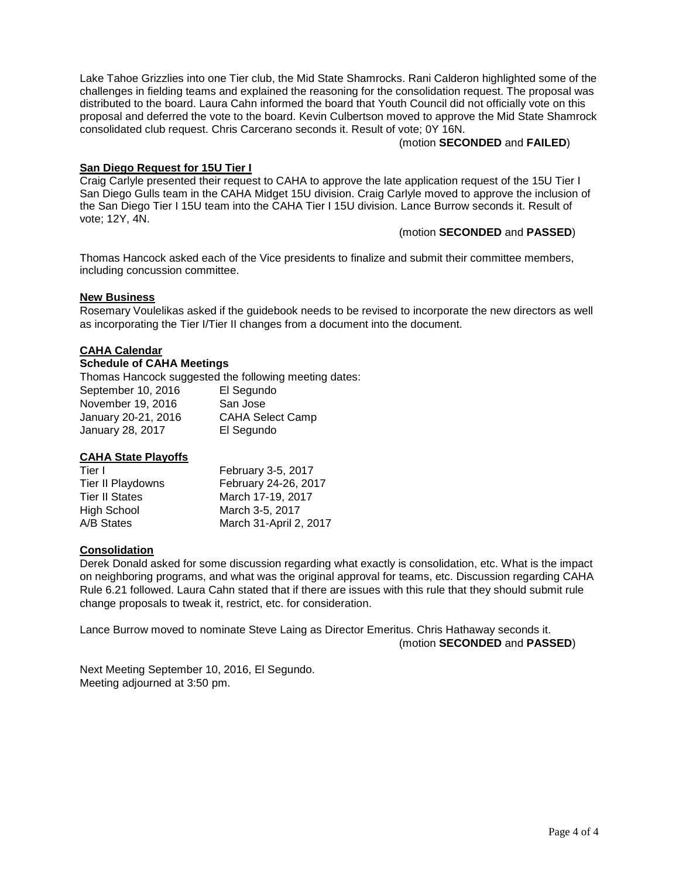Lake Tahoe Grizzlies into one Tier club, the Mid State Shamrocks. Rani Calderon highlighted some of the challenges in fielding teams and explained the reasoning for the consolidation request. The proposal was distributed to the board. Laura Cahn informed the board that Youth Council did not officially vote on this proposal and deferred the vote to the board. Kevin Culbertson moved to approve the Mid State Shamrock consolidated club request. Chris Carcerano seconds it. Result of vote; 0Y 16N.

(motion **SECONDED** and **FAILED**)

**San Diego Request for 15U Tier I**

Craig Carlyle presented their request to CAHA to approve the late application request of the 15U Tier I San Diego Gulls team in the CAHA Midget 15U division. Craig Carlyle moved to approve the inclusion of the San Diego Tier I 15U team into the CAHA Tier I 15U division. Lance Burrow seconds it. Result of vote; 12Y, 4N.

(motion **SECONDED** and **PASSED**)

Thomas Hancock asked each of the Vice presidents to finalize and submit their committee members, including concussion committee.

**New Business**

Rosemary Voulelikas asked if the guidebook needs to be revised to incorporate the new directors as well as incorporating the Tier I/Tier II changes from a document into the document.

**CAHA Calendar**

**Schedule of CAHA Meetings**

Thomas Hancock suggested the following meeting dates:

| | |
|---|---|
| September 10, 2016 | El Segundo |
| November 19, 2016 | San Jose |
| January 20-21, 2016 | CAHA Select Camp |
| January 28, 2017 | El Segundo |

**CAHA State Playoffs**

| | |
|---|---|
| Tier I | February 3-5, 2017 |
| Tier II Playdowns | February 24-26, 2017 |
| Tier II States | March 17-19, 2017 |
| High School | March 3-5, 2017 |
| A/B States | March 31-April 2, 2017 |

**Consolidation**

Derek Donald asked for some discussion regarding what exactly is consolidation, etc. What is the impact on neighboring programs, and what was the original approval for teams, etc. Discussion regarding CAHA Rule 6.21 followed. Laura Cahn stated that if there are issues with this rule that they should submit rule change proposals to tweak it, restrict, etc. for consideration.

Lance Burrow moved to nominate Steve Laing as Director Emeritus. Chris Hathaway seconds it.

(motion **SECONDED** and **PASSED**)

Next Meeting September 10, 2016, El Segundo.
Meeting adjourned at 3:50 pm.